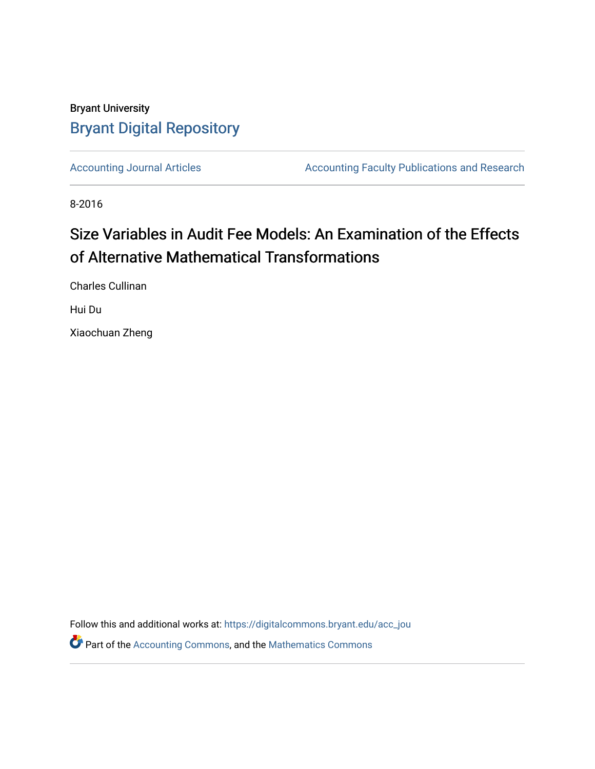Bryant University

# Bryant Digital Repository

Accounting Journal Articles | Accounting Faculty Publications and Research

8-2016

## Size Variables in Audit Fee Models: An Examination of the Effects of Alternative Mathematical Transformations

Charles Cullinan

Hui Du

Xiaochuan Zheng

Follow this and additional works at: https://digitalcommons.bryant.edu/acc_jou

Part of the Accounting Commons, and the Mathematics Commons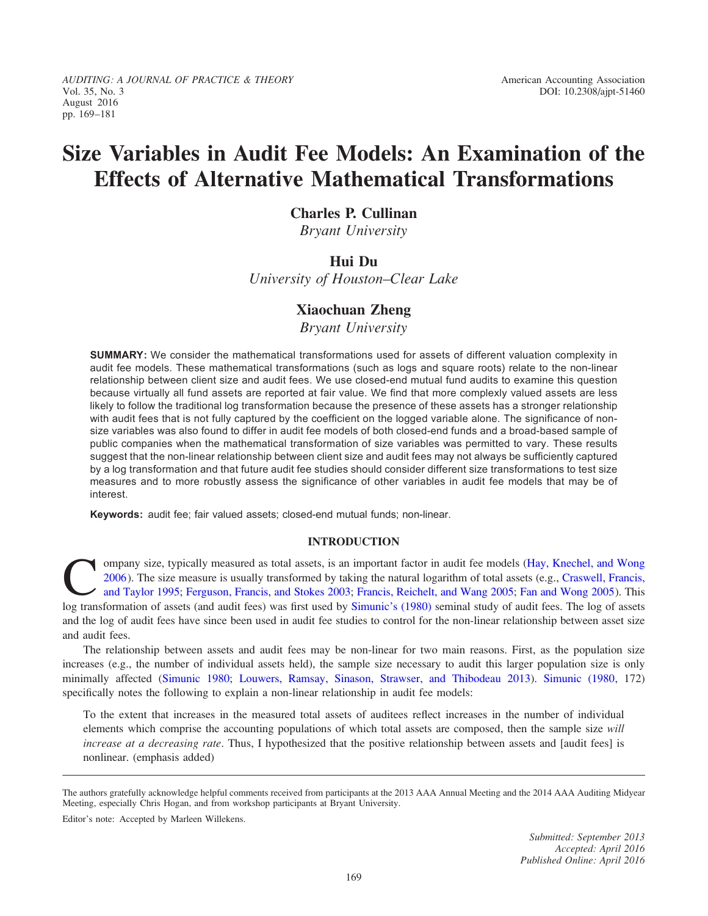# Size Variables in Audit Fee Models: An Examination of the Effects of Alternative Mathematical Transformations

**Charles P. Cullinan**
*Bryant University*

**Hui Du**
*University of Houston–Clear Lake*

**Xiaochuan Zheng**
*Bryant University*

**SUMMARY:** We consider the mathematical transformations used for assets of different valuation complexity in audit fee models. These mathematical transformations (such as logs and square roots) relate to the non-linear relationship between client size and audit fees. We use closed-end mutual fund audits to examine this question because virtually all fund assets are reported at fair value. We find that more complexly valued assets are less likely to follow the traditional log transformation because the presence of these assets has a stronger relationship with audit fees that is not fully captured by the coefficient on the logged variable alone. The significance of non-size variables was also found to differ in audit fee models of both closed-end funds and a broad-based sample of public companies when the mathematical transformation of size variables was permitted to vary. These results suggest that the non-linear relationship between client size and audit fees may not always be sufficiently captured by a log transformation and that future audit fee studies should consider different size transformations to test size measures and to more robustly assess the significance of other variables in audit fee models that may be of interest.

**Keywords:** audit fee; fair valued assets; closed-end mutual funds; non-linear.

## INTRODUCTION

Company size, typically measured as total assets, is an important factor in audit fee models (Hay, Knechel, and Wong 2006). The size measure is usually transformed by taking the natural logarithm of total assets (e.g., Craswell, Francis, and Taylor 1995; Ferguson, Francis, and Stokes 2003; Francis, Reichelt, and Wang 2005; Fan and Wong 2005). This log transformation of assets (and audit fees) was first used by Simunic's (1980) seminal study of audit fees. The log of assets and the log of audit fees have since been used in audit fee studies to control for the non-linear relationship between asset size and audit fees.

The relationship between assets and audit fees may be non-linear for two main reasons. First, as the population size increases (e.g., the number of individual assets held), the sample size necessary to audit this larger population size is only minimally affected (Simunic 1980; Louwers, Ramsay, Sinason, Strawser, and Thibodeau 2013). Simunic (1980, 172) specifically notes the following to explain a non-linear relationship in audit fee models:

> To the extent that increases in the measured total assets of auditees reflect increases in the number of individual elements which comprise the accounting populations of which total assets are composed, then the sample size *will increase at a decreasing rate*. Thus, I hypothesized that the positive relationship between assets and [audit fees] is nonlinear. (emphasis added)

---

The authors gratefully acknowledge helpful comments received from participants at the 2013 AAA Annual Meeting and the 2014 AAA Auditing Midyear Meeting, especially Chris Hogan, and from workshop participants at Bryant University.

Editor's note: Accepted by Marleen Willekens.

*Submitted: September 2013*
*Accepted: April 2016*
*Published Online: April 2016*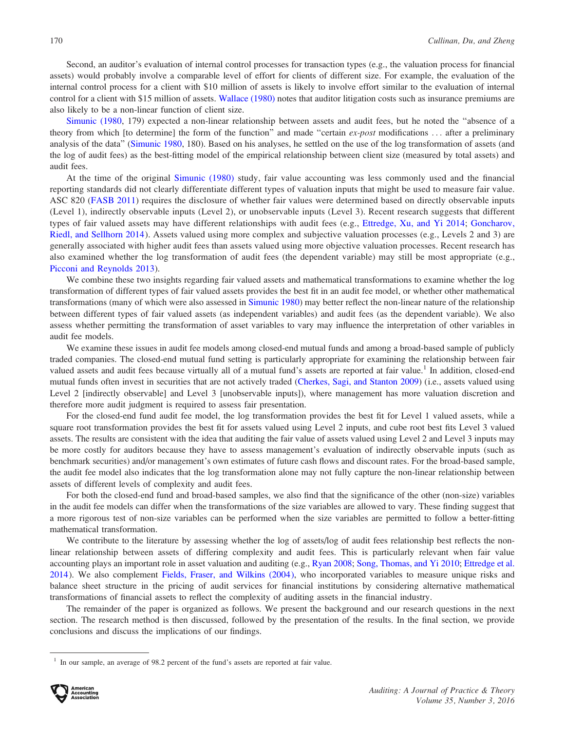Second, an auditor's evaluation of internal control processes for transaction types (e.g., the valuation process for financial assets) would probably involve a comparable level of effort for clients of different size. For example, the evaluation of the internal control process for a client with $10 million of assets is likely to involve effort similar to the evaluation of internal control for a client with $15 million of assets. Wallace (1980) notes that auditor litigation costs such as insurance premiums are also likely to be a non-linear function of client size.

Simunic (1980, 179) expected a non-linear relationship between assets and audit fees, but he noted the "absence of a theory from which [to determine] the form of the function" and made "certain *ex-post* modifications . . . after a preliminary analysis of the data" (Simunic 1980, 180). Based on his analyses, he settled on the use of the log transformation of assets (and the log of audit fees) as the best-fitting model of the empirical relationship between client size (measured by total assets) and audit fees.

At the time of the original Simunic (1980) study, fair value accounting was less commonly used and the financial reporting standards did not clearly differentiate different types of valuation inputs that might be used to measure fair value. ASC 820 (FASB 2011) requires the disclosure of whether fair values were determined based on directly observable inputs (Level 1), indirectly observable inputs (Level 2), or unobservable inputs (Level 3). Recent research suggests that different types of fair valued assets may have different relationships with audit fees (e.g., Ettredge, Xu, and Yi 2014; Goncharov, Riedl, and Sellhorn 2014). Assets valued using more complex and subjective valuation processes (e.g., Levels 2 and 3) are generally associated with higher audit fees than assets valued using more objective valuation processes. Recent research has also examined whether the log transformation of audit fees (the dependent variable) may still be most appropriate (e.g., Picconi and Reynolds 2013).

We combine these two insights regarding fair valued assets and mathematical transformations to examine whether the log transformation of different types of fair valued assets provides the best fit in an audit fee model, or whether other mathematical transformations (many of which were also assessed in Simunic 1980) may better reflect the non-linear nature of the relationship between different types of fair valued assets (as independent variables) and audit fees (as the dependent variable). We also assess whether permitting the transformation of asset variables to vary may influence the interpretation of other variables in audit fee models.

We examine these issues in audit fee models among closed-end mutual funds and among a broad-based sample of publicly traded companies. The closed-end mutual fund setting is particularly appropriate for examining the relationship between fair valued assets and audit fees because virtually all of a mutual fund's assets are reported at fair value.[1] In addition, closed-end mutual funds often invest in securities that are not actively traded (Cherkes, Sagi, and Stanton 2009) (i.e., assets valued using Level 2 [indirectly observable] and Level 3 [unobservable inputs]), where management has more valuation discretion and therefore more audit judgment is required to assess fair presentation.

For the closed-end fund audit fee model, the log transformation provides the best fit for Level 1 valued assets, while a square root transformation provides the best fit for assets valued using Level 2 inputs, and cube root best fits Level 3 valued assets. The results are consistent with the idea that auditing the fair value of assets valued using Level 2 and Level 3 inputs may be more costly for auditors because they have to assess management's evaluation of indirectly observable inputs (such as benchmark securities) and/or management's own estimates of future cash flows and discount rates. For the broad-based sample, the audit fee model also indicates that the log transformation alone may not fully capture the non-linear relationship between assets of different levels of complexity and audit fees.

For both the closed-end fund and broad-based samples, we also find that the significance of the other (non-size) variables in the audit fee models can differ when the transformations of the size variables are allowed to vary. These finding suggest that a more rigorous test of non-size variables can be performed when the size variables are permitted to follow a better-fitting mathematical transformation.

We contribute to the literature by assessing whether the log of assets/log of audit fees relationship best reflects the non-linear relationship between assets of differing complexity and audit fees. This is particularly relevant when fair value accounting plays an important role in asset valuation and auditing (e.g., Ryan 2008; Song, Thomas, and Yi 2010; Ettredge et al. 2014). We also complement Fields, Fraser, and Wilkins (2004), who incorporated variables to measure unique risks and balance sheet structure in the pricing of audit services for financial institutions by considering alternative mathematical transformations of financial assets to reflect the complexity of auditing assets in the financial industry.

The remainder of the paper is organized as follows. We present the background and our research questions in the next section. The research method is then discussed, followed by the presentation of the results. In the final section, we provide conclusions and discuss the implications of our findings.

[1] In our sample, an average of 98.2 percent of the fund's assets are reported at fair value.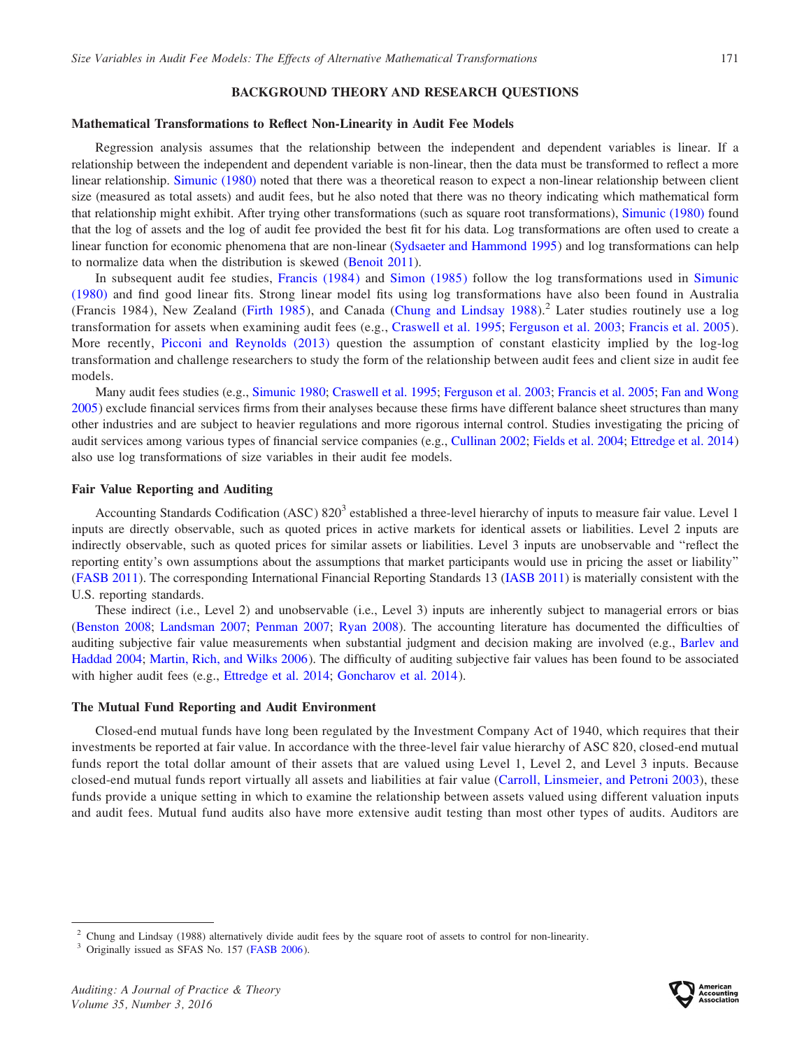## BACKGROUND THEORY AND RESEARCH QUESTIONS

### Mathematical Transformations to Reflect Non-Linearity in Audit Fee Models

Regression analysis assumes that the relationship between the independent and dependent variables is linear. If a relationship between the independent and dependent variable is non-linear, then the data must be transformed to reflect a more linear relationship. Simunic (1980) noted that there was a theoretical reason to expect a non-linear relationship between client size (measured as total assets) and audit fees, but he also noted that there was no theory indicating which mathematical form that relationship might exhibit. After trying other transformations (such as square root transformations), Simunic (1980) found that the log of assets and the log of audit fee provided the best fit for his data. Log transformations are often used to create a linear function for economic phenomena that are non-linear (Sydsaeter and Hammond 1995) and log transformations can help to normalize data when the distribution is skewed (Benoit 2011).

In subsequent audit fee studies, Francis (1984) and Simon (1985) follow the log transformations used in Simunic (1980) and find good linear fits. Strong linear model fits using log transformations have also been found in Australia (Francis 1984), New Zealand (Firth 1985), and Canada (Chung and Lindsay 1988).[2] Later studies routinely use a log transformation for assets when examining audit fees (e.g., Craswell et al. 1995; Ferguson et al. 2003; Francis et al. 2005). More recently, Picconi and Reynolds (2013) question the assumption of constant elasticity implied by the log-log transformation and challenge researchers to study the form of the relationship between audit fees and client size in audit fee models.

Many audit fees studies (e.g., Simunic 1980; Craswell et al. 1995; Ferguson et al. 2003; Francis et al. 2005; Fan and Wong 2005) exclude financial services firms from their analyses because these firms have different balance sheet structures than many other industries and are subject to heavier regulations and more rigorous internal control. Studies investigating the pricing of audit services among various types of financial service companies (e.g., Cullinan 2002; Fields et al. 2004; Ettredge et al. 2014) also use log transformations of size variables in their audit fee models.

### Fair Value Reporting and Auditing

Accounting Standards Codification (ASC) 820[3] established a three-level hierarchy of inputs to measure fair value. Level 1 inputs are directly observable, such as quoted prices in active markets for identical assets or liabilities. Level 2 inputs are indirectly observable, such as quoted prices for similar assets or liabilities. Level 3 inputs are unobservable and "reflect the reporting entity's own assumptions about the assumptions that market participants would use in pricing the asset or liability" (FASB 2011). The corresponding International Financial Reporting Standards 13 (IASB 2011) is materially consistent with the U.S. reporting standards.

These indirect (i.e., Level 2) and unobservable (i.e., Level 3) inputs are inherently subject to managerial errors or bias (Benston 2008; Landsman 2007; Penman 2007; Ryan 2008). The accounting literature has documented the difficulties of auditing subjective fair value measurements when substantial judgment and decision making are involved (e.g., Barlev and Haddad 2004; Martin, Rich, and Wilks 2006). The difficulty of auditing subjective fair values has been found to be associated with higher audit fees (e.g., Ettredge et al. 2014; Goncharov et al. 2014).

### The Mutual Fund Reporting and Audit Environment

Closed-end mutual funds have long been regulated by the Investment Company Act of 1940, which requires that their investments be reported at fair value. In accordance with the three-level fair value hierarchy of ASC 820, closed-end mutual funds report the total dollar amount of their assets that are valued using Level 1, Level 2, and Level 3 inputs. Because closed-end mutual funds report virtually all assets and liabilities at fair value (Carroll, Linsmeier, and Petroni 2003), these funds provide a unique setting in which to examine the relationship between assets valued using different valuation inputs and audit fees. Mutual fund audits also have more extensive audit testing than most other types of audits. Auditors are

---

[2] Chung and Lindsay (1988) alternatively divide audit fees by the square root of assets to control for non-linearity.

[3] Originally issued as SFAS No. 157 (FASB 2006).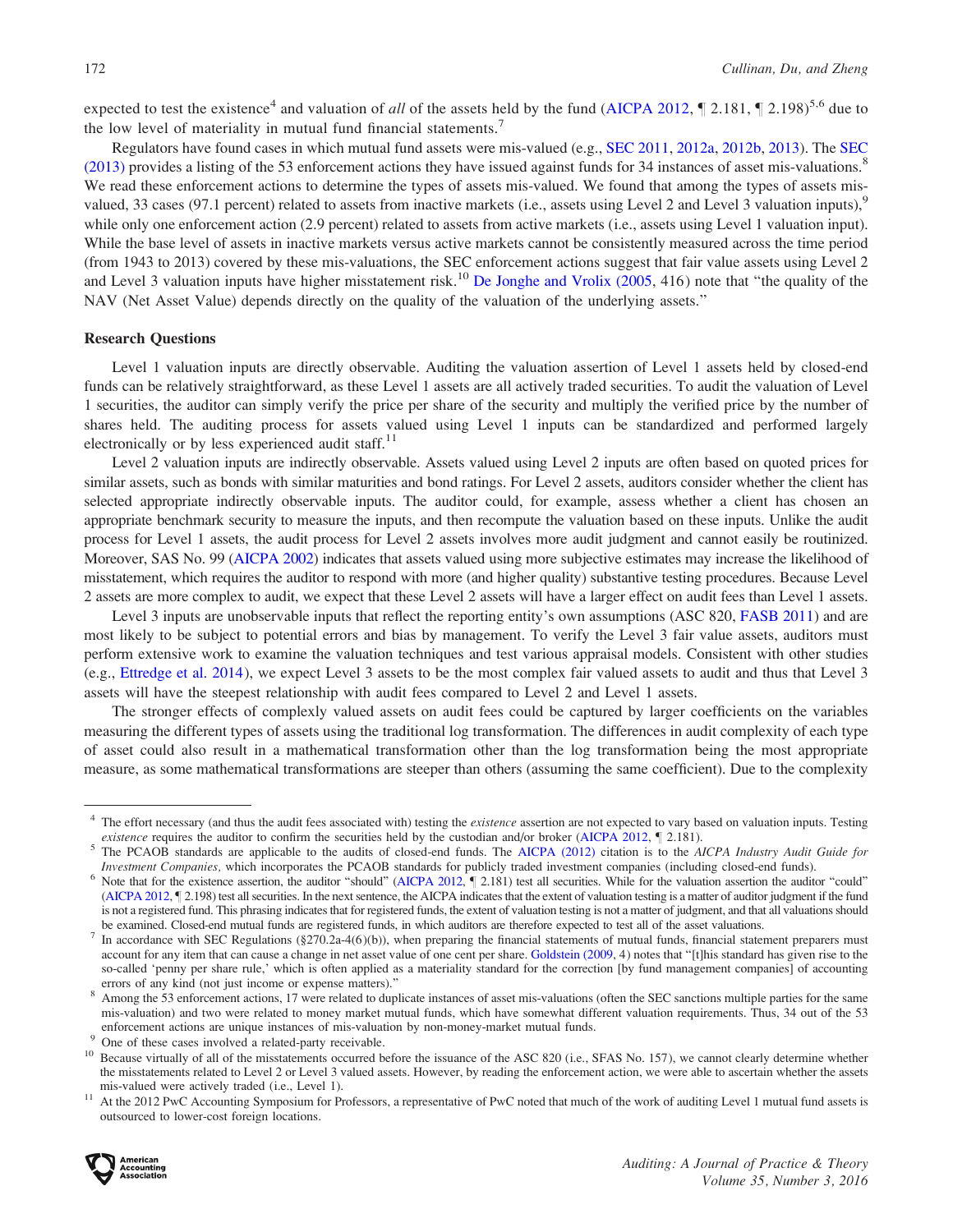expected to test the existence[4] and valuation of *all* of the assets held by the fund (AICPA 2012, ¶ 2.181, ¶ 2.198)[5,6] due to the low level of materiality in mutual fund financial statements.[7]

Regulators have found cases in which mutual fund assets were mis-valued (e.g., SEC 2011, 2012a, 2012b, 2013). The SEC (2013) provides a listing of the 53 enforcement actions they have issued against funds for 34 instances of asset mis-valuations.[8] We read these enforcement actions to determine the types of assets mis-valued. We found that among the types of assets mis-valued, 33 cases (97.1 percent) related to assets from inactive markets (i.e., assets using Level 2 and Level 3 valuation inputs),[9] while only one enforcement action (2.9 percent) related to assets from active markets (i.e., assets using Level 1 valuation input). While the base level of assets in inactive markets versus active markets cannot be consistently measured across the time period (from 1943 to 2013) covered by these mis-valuations, the SEC enforcement actions suggest that fair value assets using Level 2 and Level 3 valuation inputs have higher misstatement risk.[10] De Jonghe and Vrolix (2005, 416) note that "the quality of the NAV (Net Asset Value) depends directly on the quality of the valuation of the underlying assets."

## Research Questions

Level 1 valuation inputs are directly observable. Auditing the valuation assertion of Level 1 assets held by closed-end funds can be relatively straightforward, as these Level 1 assets are all actively traded securities. To audit the valuation of Level 1 securities, the auditor can simply verify the price per share of the security and multiply the verified price by the number of shares held. The auditing process for assets valued using Level 1 inputs can be standardized and performed largely electronically or by less experienced audit staff.[11]

Level 2 valuation inputs are indirectly observable. Assets valued using Level 2 inputs are often based on quoted prices for similar assets, such as bonds with similar maturities and bond ratings. For Level 2 assets, auditors consider whether the client has selected appropriate indirectly observable inputs. The auditor could, for example, assess whether a client has chosen an appropriate benchmark security to measure the inputs, and then recompute the valuation based on these inputs. Unlike the audit process for Level 1 assets, the audit process for Level 2 assets involves more audit judgment and cannot easily be routinized. Moreover, SAS No. 99 (AICPA 2002) indicates that assets valued using more subjective estimates may increase the likelihood of misstatement, which requires the auditor to respond with more (and higher quality) substantive testing procedures. Because Level 2 assets are more complex to audit, we expect that these Level 2 assets will have a larger effect on audit fees than Level 1 assets.

Level 3 inputs are unobservable inputs that reflect the reporting entity's own assumptions (ASC 820, FASB 2011) and are most likely to be subject to potential errors and bias by management. To verify the Level 3 fair value assets, auditors must perform extensive work to examine the valuation techniques and test various appraisal models. Consistent with other studies (e.g., Ettredge et al. 2014), we expect Level 3 assets to be the most complex fair valued assets to audit and thus that Level 3 assets will have the steepest relationship with audit fees compared to Level 2 and Level 1 assets.

The stronger effects of complexly valued assets on audit fees could be captured by larger coefficients on the variables measuring the different types of assets using the traditional log transformation. The differences in audit complexity of each type of asset could also result in a mathematical transformation other than the log transformation being the most appropriate measure, as some mathematical transformations are steeper than others (assuming the same coefficient). Due to the complexity

---

[4] The effort necessary (and thus the audit fees associated with) testing the *existence* assertion are not expected to vary based on valuation inputs. Testing *existence* requires the auditor to confirm the securities held by the custodian and/or broker (AICPA 2012, ¶ 2.181).

[5] The PCAOB standards are applicable to the audits of closed-end funds. The AICPA (2012) citation is to the *AICPA Industry Audit Guide for Investment Companies,* which incorporates the PCAOB standards for publicly traded investment companies (including closed-end funds).

[6] Note that for the existence assertion, the auditor "should" (AICPA 2012, ¶ 2.181) test all securities. While for the valuation assertion the auditor "could" (AICPA 2012, ¶ 2.198) test all securities. In the next sentence, the AICPA indicates that the extent of valuation testing is a matter of auditor judgment if the fund is not a registered fund. This phrasing indicates that for registered funds, the extent of valuation testing is not a matter of judgment, and that all valuations should be examined. Closed-end mutual funds are registered funds, in which auditors are therefore expected to test all of the asset valuations.

[7] In accordance with SEC Regulations (§270.2a-4(6)(b)), when preparing the financial statements of mutual funds, financial statement preparers must account for any item that can cause a change in net asset value of one cent per share. Goldstein (2009, 4) notes that "[t]his standard has given rise to the so-called 'penny per share rule,' which is often applied as a materiality standard for the correction [by fund management companies] of accounting errors of any kind (not just income or expense matters)."

[8] Among the 53 enforcement actions, 17 were related to duplicate instances of asset mis-valuations (often the SEC sanctions multiple parties for the same mis-valuation) and two were related to money market mutual funds, which have somewhat different valuation requirements. Thus, 34 out of the 53 enforcement actions are unique instances of mis-valuation by non-money-market mutual funds.

[9] One of these cases involved a related-party receivable.

[10] Because virtually of all of the misstatements occurred before the issuance of the ASC 820 (i.e., SFAS No. 157), we cannot clearly determine whether the misstatements related to Level 2 or Level 3 valued assets. However, by reading the enforcement action, we were able to ascertain whether the assets mis-valued were actively traded (i.e., Level 1).

[11] At the 2012 PwC Accounting Symposium for Professors, a representative of PwC noted that much of the work of auditing Level 1 mutual fund assets is outsourced to lower-cost foreign locations.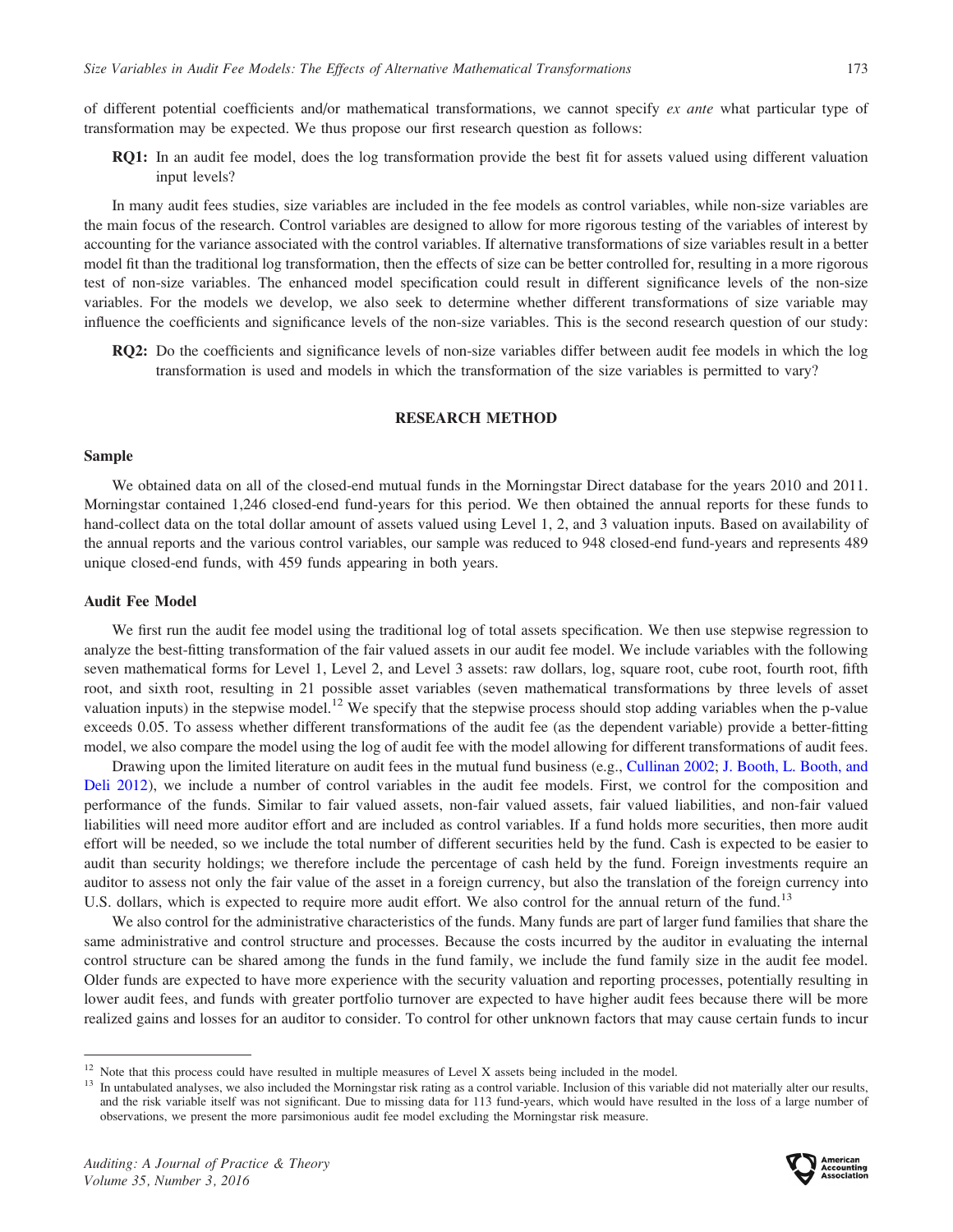of different potential coefficients and/or mathematical transformations, we cannot specify *ex ante* what particular type of transformation may be expected. We thus propose our first research question as follows:

**RQ1:** In an audit fee model, does the log transformation provide the best fit for assets valued using different valuation input levels?

In many audit fees studies, size variables are included in the fee models as control variables, while non-size variables are the main focus of the research. Control variables are designed to allow for more rigorous testing of the variables of interest by accounting for the variance associated with the control variables. If alternative transformations of size variables result in a better model fit than the traditional log transformation, then the effects of size can be better controlled for, resulting in a more rigorous test of non-size variables. The enhanced model specification could result in different significance levels of the non-size variables. For the models we develop, we also seek to determine whether different transformations of size variable may influence the coefficients and significance levels of the non-size variables. This is the second research question of our study:

**RQ2:** Do the coefficients and significance levels of non-size variables differ between audit fee models in which the log transformation is used and models in which the transformation of the size variables is permitted to vary?

## RESEARCH METHOD

### Sample

We obtained data on all of the closed-end mutual funds in the Morningstar Direct database for the years 2010 and 2011. Morningstar contained 1,246 closed-end fund-years for this period. We then obtained the annual reports for these funds to hand-collect data on the total dollar amount of assets valued using Level 1, 2, and 3 valuation inputs. Based on availability of the annual reports and the various control variables, our sample was reduced to 948 closed-end fund-years and represents 489 unique closed-end funds, with 459 funds appearing in both years.

### Audit Fee Model

We first run the audit fee model using the traditional log of total assets specification. We then use stepwise regression to analyze the best-fitting transformation of the fair valued assets in our audit fee model. We include variables with the following seven mathematical forms for Level 1, Level 2, and Level 3 assets: raw dollars, log, square root, cube root, fourth root, fifth root, and sixth root, resulting in 21 possible asset variables (seven mathematical transformations by three levels of asset valuation inputs) in the stepwise model.[12] We specify that the stepwise process should stop adding variables when the p-value exceeds 0.05. To assess whether different transformations of the audit fee (as the dependent variable) provide a better-fitting model, we also compare the model using the log of audit fee with the model allowing for different transformations of audit fees.

Drawing upon the limited literature on audit fees in the mutual fund business (e.g., Cullinan 2002; J. Booth, L. Booth, and Deli 2012), we include a number of control variables in the audit fee models. First, we control for the composition and performance of the funds. Similar to fair valued assets, non-fair valued assets, fair valued liabilities, and non-fair valued liabilities will need more auditor effort and are included as control variables. If a fund holds more securities, then more audit effort will be needed, so we include the total number of different securities held by the fund. Cash is expected to be easier to audit than security holdings; we therefore include the percentage of cash held by the fund. Foreign investments require an auditor to assess not only the fair value of the asset in a foreign currency, but also the translation of the foreign currency into U.S. dollars, which is expected to require more audit effort. We also control for the annual return of the fund.[13]

We also control for the administrative characteristics of the funds. Many funds are part of larger fund families that share the same administrative and control structure and processes. Because the costs incurred by the auditor in evaluating the internal control structure can be shared among the funds in the fund family, we include the fund family size in the audit fee model. Older funds are expected to have more experience with the security valuation and reporting processes, potentially resulting in lower audit fees, and funds with greater portfolio turnover are expected to have higher audit fees because there will be more realized gains and losses for an auditor to consider. To control for other unknown factors that may cause certain funds to incur

[12] Note that this process could have resulted in multiple measures of Level X assets being included in the model.

[13] In untabulated analyses, we also included the Morningstar risk rating as a control variable. Inclusion of this variable did not materially alter our results, and the risk variable itself was not significant. Due to missing data for 113 fund-years, which would have resulted in the loss of a large number of observations, we present the more parsimonious audit fee model excluding the Morningstar risk measure.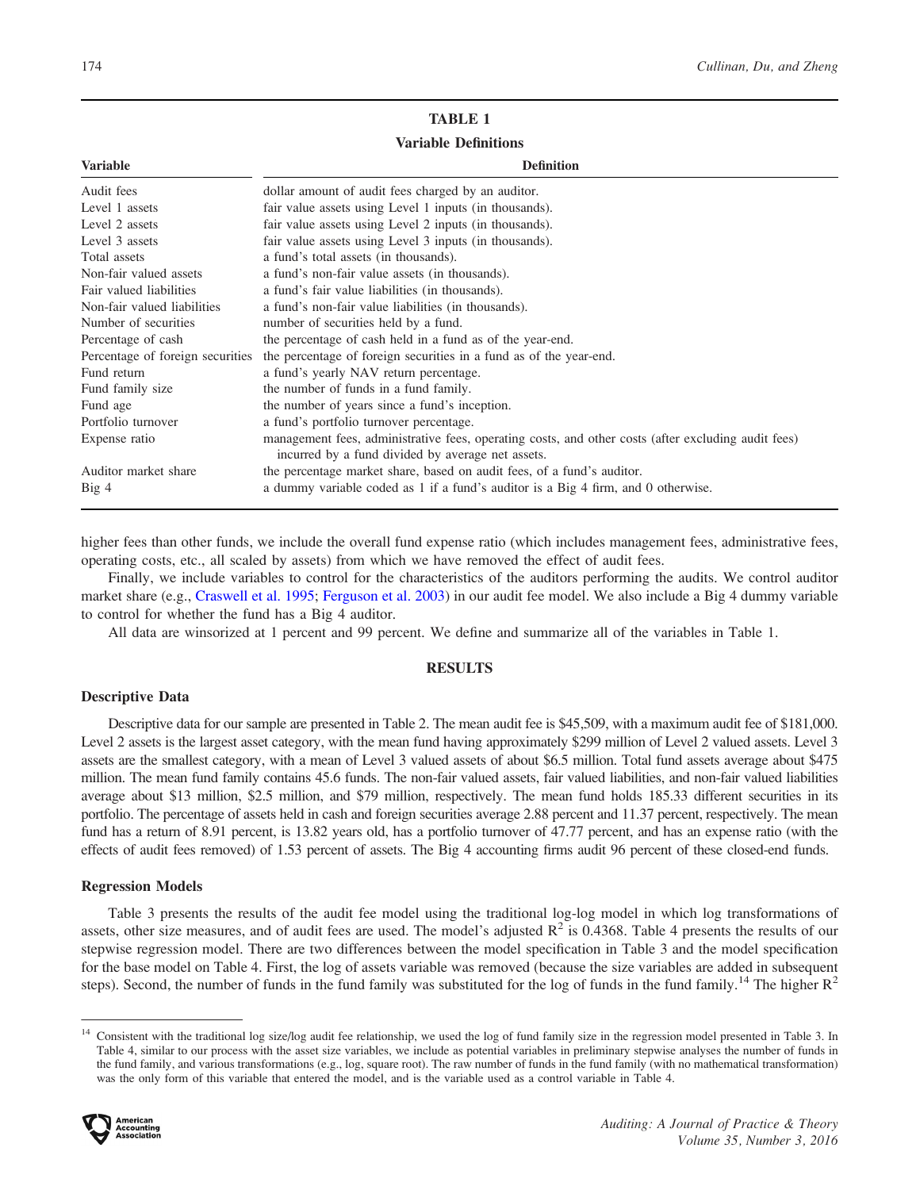**TABLE 1**

**Variable Definitions**

| Variable | Definition |
|---|---|
| Audit fees | dollar amount of audit fees charged by an auditor. |
| Level 1 assets | fair value assets using Level 1 inputs (in thousands). |
| Level 2 assets | fair value assets using Level 2 inputs (in thousands). |
| Level 3 assets | fair value assets using Level 3 inputs (in thousands). |
| Total assets | a fund's total assets (in thousands). |
| Non-fair valued assets | a fund's non-fair value assets (in thousands). |
| Fair valued liabilities | a fund's fair value liabilities (in thousands). |
| Non-fair valued liabilities | a fund's non-fair value liabilities (in thousands). |
| Number of securities | number of securities held by a fund. |
| Percentage of cash | the percentage of cash held in a fund as of the year-end. |
| Percentage of foreign securities | the percentage of foreign securities in a fund as of the year-end. |
| Fund return | a fund's yearly NAV return percentage. |
| Fund family size | the number of funds in a fund family. |
| Fund age | the number of years since a fund's inception. |
| Portfolio turnover | a fund's portfolio turnover percentage. |
| Expense ratio | management fees, administrative fees, operating costs, and other costs (after excluding audit fees) incurred by a fund divided by average net assets. |
| Auditor market share | the percentage market share, based on audit fees, of a fund's auditor. |
| Big 4 | a dummy variable coded as 1 if a fund's auditor is a Big 4 firm, and 0 otherwise. |

higher fees than other funds, we include the overall fund expense ratio (which includes management fees, administrative fees, operating costs, etc., all scaled by assets) from which we have removed the effect of audit fees.

Finally, we include variables to control for the characteristics of the auditors performing the audits. We control auditor market share (e.g., Craswell et al. 1995; Ferguson et al. 2003) in our audit fee model. We also include a Big 4 dummy variable to control for whether the fund has a Big 4 auditor.

All data are winsorized at 1 percent and 99 percent. We define and summarize all of the variables in Table 1.

## RESULTS

### Descriptive Data

Descriptive data for our sample are presented in Table 2. The mean audit fee is \$45,509, with a maximum audit fee of \$181,000. Level 2 assets is the largest asset category, with the mean fund having approximately \$299 million of Level 2 valued assets. Level 3 assets are the smallest category, with a mean of Level 3 valued assets of about \$6.5 million. Total fund assets average about \$475 million. The mean fund family contains 45.6 funds. The non-fair valued assets, fair valued liabilities, and non-fair valued liabilities average about \$13 million, \$2.5 million, and \$79 million, respectively. The mean fund holds 185.33 different securities in its portfolio. The percentage of assets held in cash and foreign securities average 2.88 percent and 11.37 percent, respectively. The mean fund has a return of 8.91 percent, is 13.82 years old, has a portfolio turnover of 47.77 percent, and has an expense ratio (with the effects of audit fees removed) of 1.53 percent of assets. The Big 4 accounting firms audit 96 percent of these closed-end funds.

### Regression Models

Table 3 presents the results of the audit fee model using the traditional log-log model in which log transformations of assets, other size measures, and of audit fees are used. The model's adjusted $R^2$ is 0.4368. Table 4 presents the results of our stepwise regression model. There are two differences between the model specification in Table 3 and the model specification for the base model on Table 4. First, the log of assets variable was removed (because the size variables are added in subsequent steps). Second, the number of funds in the fund family was substituted for the log of funds in the fund family.[14] The higher $R^2$

[14] Consistent with the traditional log size/log audit fee relationship, we used the log of fund family size in the regression model presented in Table 3. In Table 4, similar to our process with the asset size variables, we include as potential variables in preliminary stepwise analyses the number of funds in the fund family, and various transformations (e.g., log, square root). The raw number of funds in the fund family (with no mathematical transformation) was the only form of this variable that entered the model, and is the variable used as a control variable in Table 4.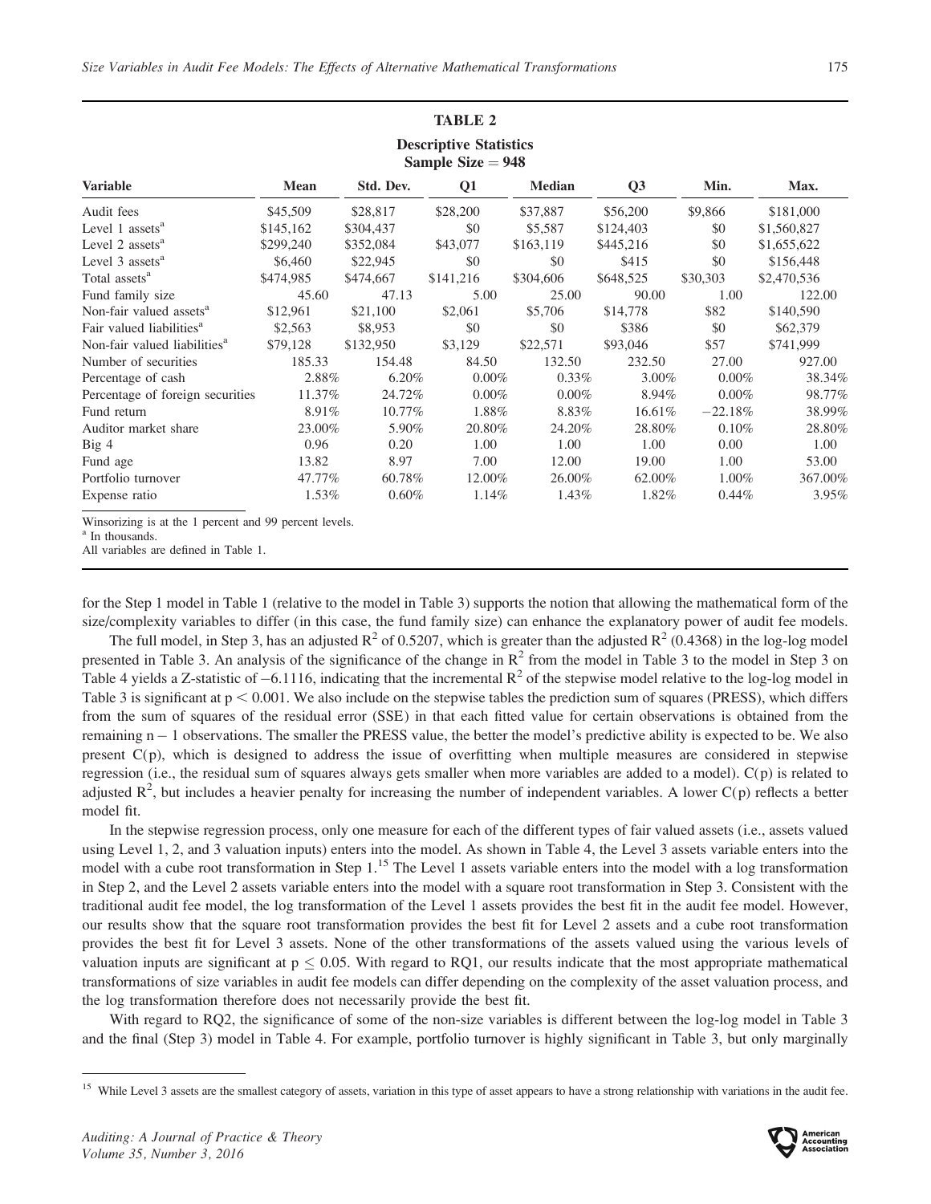**TABLE 2**

**Descriptive Statistics**
**Sample Size = 948**

| Variable | Mean | Std. Dev. | Q1 | Median | Q3 | Min. | Max. |
|---|---|---|---|---|---|---|---|
| Audit fees | \$45,509 | \$28,817 | \$28,200 | \$37,887 | \$56,200 | \$9,866 | \$181,000 |
| Level 1 assets[a] | \$145,162 | \$304,437 | \$0 | \$5,587 | \$124,403 | \$0 | \$1,560,827 |
| Level 2 assets[a] | \$299,240 | \$352,084 | \$43,077 | \$163,119 | \$445,216 | \$0 | \$1,655,622 |
| Level 3 assets[a] | \$6,460 | \$22,945 | \$0 | \$0 | \$415 | \$0 | \$156,448 |
| Total assets[a] | \$474,985 | \$474,667 | \$141,216 | \$304,606 | \$648,525 | \$30,303 | \$2,470,536 |
| Fund family size | 45.60 | 47.13 | 5.00 | 25.00 | 90.00 | 1.00 | 122.00 |
| Non-fair valued assets[a] | \$12,961 | \$21,100 | \$2,061 | \$5,706 | \$14,778 | \$82 | \$140,590 |
| Fair valued liabilities[a] | \$2,563 | \$8,953 | \$0 | \$0 | \$386 | \$0 | \$62,379 |
| Non-fair valued liabilities[a] | \$79,128 | \$132,950 | \$3,129 | \$22,571 | \$93,046 | \$57 | \$741,999 |
| Number of securities | 185.33 | 154.48 | 84.50 | 132.50 | 232.50 | 27.00 | 927.00 |
| Percentage of cash | 2.88% | 6.20% | 0.00% | 0.33% | 3.00% | 0.00% | 38.34% |
| Percentage of foreign securities | 11.37% | 24.72% | 0.00% | 0.00% | 8.94% | 0.00% | 98.77% |
| Fund return | 8.91% | 10.77% | 1.88% | 8.83% | 16.61% | −22.18% | 38.99% |
| Auditor market share | 23.00% | 5.90% | 20.80% | 24.20% | 28.80% | 0.10% | 28.80% |
| Big 4 | 0.96 | 0.20 | 1.00 | 1.00 | 1.00 | 0.00 | 1.00 |
| Fund age | 13.82 | 8.97 | 7.00 | 12.00 | 19.00 | 1.00 | 53.00 |
| Portfolio turnover | 47.77% | 60.78% | 12.00% | 26.00% | 62.00% | 1.00% | 367.00% |
| Expense ratio | 1.53% | 0.60% | 1.14% | 1.43% | 1.82% | 0.44% | 3.95% |

Winsorizing is at the 1 percent and 99 percent levels.
[a] In thousands.
All variables are defined in Table 1.

for the Step 1 model in Table 1 (relative to the model in Table 3) supports the notion that allowing the mathematical form of the size/complexity variables to differ (in this case, the fund family size) can enhance the explanatory power of audit fee models.

The full model, in Step 3, has an adjusted $R^2$ of 0.5207, which is greater than the adjusted $R^2$ (0.4368) in the log-log model presented in Table 3. An analysis of the significance of the change in $R^2$ from the model in Table 3 to the model in Step 3 on Table 4 yields a Z-statistic of −6.1116, indicating that the incremental $R^2$ of the stepwise model relative to the log-log model in Table 3 is significant at $p < 0.001$. We also include on the stepwise tables the prediction sum of squares (PRESS), which differs from the sum of squares of the residual error (SSE) in that each fitted value for certain observations is obtained from the remaining $n - 1$ observations. The smaller the PRESS value, the better the model's predictive ability is expected to be. We also present C(p), which is designed to address the issue of overfitting when multiple measures are considered in stepwise regression (i.e., the residual sum of squares always gets smaller when more variables are added to a model). C(p) is related to adjusted $R^2$, but includes a heavier penalty for increasing the number of independent variables. A lower C(p) reflects a better model fit.

In the stepwise regression process, only one measure for each of the different types of fair valued assets (i.e., assets valued using Level 1, 2, and 3 valuation inputs) enters into the model. As shown in Table 4, the Level 3 assets variable enters into the model with a cube root transformation in Step 1.[15] The Level 1 assets variable enters into the model with a log transformation in Step 2, and the Level 2 assets variable enters into the model with a square root transformation in Step 3. Consistent with the traditional audit fee model, the log transformation of the Level 1 assets provides the best fit in the audit fee model. However, our results show that the square root transformation provides the best fit for Level 2 assets and a cube root transformation provides the best fit for Level 3 assets. None of the other transformations of the assets valued using the various levels of valuation inputs are significant at $p \leq 0.05$. With regard to RQ1, our results indicate that the most appropriate mathematical transformations of size variables in audit fee models can differ depending on the complexity of the asset valuation process, and the log transformation therefore does not necessarily provide the best fit.

With regard to RQ2, the significance of some of the non-size variables is different between the log-log model in Table 3 and the final (Step 3) model in Table 4. For example, portfolio turnover is highly significant in Table 3, but only marginally

[15] While Level 3 assets are the smallest category of assets, variation in this type of asset appears to have a strong relationship with variations in the audit fee.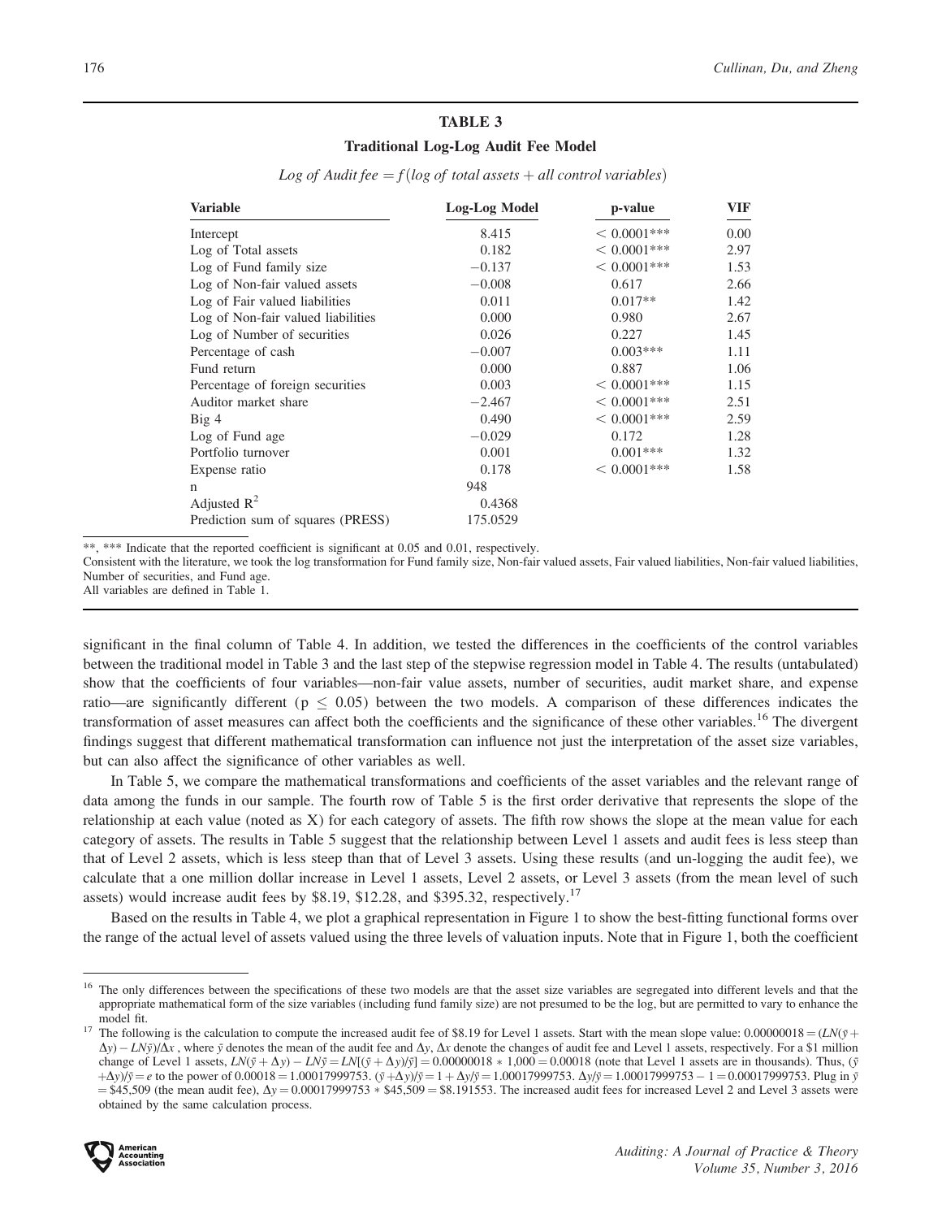**TABLE 3**

**Traditional Log-Log Audit Fee Model**

*Log of Audit fee* = *f* (*log of total assets* + *all control variables*)

| Variable | Log-Log Model | p-value | VIF |
|---|---|---|---|
| Intercept | 8.415 | < 0.0001*** | 0.00 |
| Log of Total assets | 0.182 | < 0.0001*** | 2.97 |
| Log of Fund family size | −0.137 | < 0.0001*** | 1.53 |
| Log of Non-fair valued assets | −0.008 | 0.617 | 2.66 |
| Log of Fair valued liabilities | 0.011 | 0.017** | 1.42 |
| Log of Non-fair valued liabilities | 0.000 | 0.980 | 2.67 |
| Log of Number of securities | 0.026 | 0.227 | 1.45 |
| Percentage of cash | −0.007 | 0.003*** | 1.11 |
| Fund return | 0.000 | 0.887 | 1.06 |
| Percentage of foreign securities | 0.003 | < 0.0001*** | 1.15 |
| Auditor market share | −2.467 | < 0.0001*** | 2.51 |
| Big 4 | 0.490 | < 0.0001*** | 2.59 |
| Log of Fund age | −0.029 | 0.172 | 1.28 |
| Portfolio turnover | 0.001 | 0.001*** | 1.32 |
| Expense ratio | 0.178 | < 0.0001*** | 1.58 |
| n | 948 | | |
| Adjusted $R^2$ | 0.4368 | | |
| Prediction sum of squares (PRESS) | 175.0529 | | |

\*\*, \*\*\* Indicate that the reported coefficient is significant at 0.05 and 0.01, respectively.

Consistent with the literature, we took the log transformation for Fund family size, Non-fair valued assets, Fair valued liabilities, Non-fair valued liabilities, Number of securities, and Fund age.

All variables are defined in Table 1.

significant in the final column of Table 4. In addition, we tested the differences in the coefficients of the control variables between the traditional model in Table 3 and the last step of the stepwise regression model in Table 4. The results (untabulated) show that the coefficients of four variables—non-fair value assets, number of securities, audit market share, and expense ratio—are significantly different ($p \leq 0.05$) between the two models. A comparison of these differences indicates the transformation of asset measures can affect both the coefficients and the significance of these other variables.[16] The divergent findings suggest that different mathematical transformation can influence not just the interpretation of the asset size variables, but can also affect the significance of other variables as well.

In Table 5, we compare the mathematical transformations and coefficients of the asset variables and the relevant range of data among the funds in our sample. The fourth row of Table 5 is the first order derivative that represents the slope of the relationship at each value (noted as X) for each category of assets. The fifth row shows the slope at the mean value for each category of assets. The results in Table 5 suggest that the relationship between Level 1 assets and audit fees is less steep than that of Level 2 assets, which is less steep than that of Level 3 assets. Using these results (and un-logging the audit fee), we calculate that a one million dollar increase in Level 1 assets, Level 2 assets, or Level 3 assets (from the mean level of such assets) would increase audit fees by \$8.19, \$12.28, and \$395.32, respectively.[17]

Based on the results in Table 4, we plot a graphical representation in Figure 1 to show the best-fitting functional forms over the range of the actual level of assets valued using the three levels of valuation inputs. Note that in Figure 1, both the coefficient

---

[16] The only differences between the specifications of these two models are that the asset size variables are segregated into different levels and that the appropriate mathematical form of the size variables (including fund family size) are not presumed to be the log, but are permitted to vary to enhance the model fit.

[17] The following is the calculation to compute the increased audit fee of \$8.19 for Level 1 assets. Start with the mean slope value: $0.00000018 = (LN(\bar{y} + \Delta y) - LN\bar{y})/\Delta x$ , where $\bar{y}$ denotes the mean of the audit fee and $\Delta y$, $\Delta x$ denote the changes of audit fee and Level 1 assets, respectively. For a \$1 million change of Level 1 assets, $LN(\bar{y} + \Delta y) - LN\bar{y} = LN[(\bar{y} + \Delta y)/\bar{y}] = 0.00000018 * 1{,}000 = 0.00018$ (note that Level 1 assets are in thousands). Thus, $(\bar{y} + \Delta y)/\bar{y} = e$ to the power of $0.00018 = 1.00017999753$. $(\bar{y} + \Delta y)/\bar{y} = 1 + \Delta y/\bar{y} = 1.00017999753$. $\Delta y/\bar{y} = 1.00017999753 - 1 = 0.00017999753$. Plug in $\bar{y} = \$45{,}509$ (the mean audit fee), $\Delta y = 0.00017999753 * \$45{,}509 = \$8.191553$. The increased audit fees for increased Level 2 and Level 3 assets were obtained by the same calculation process.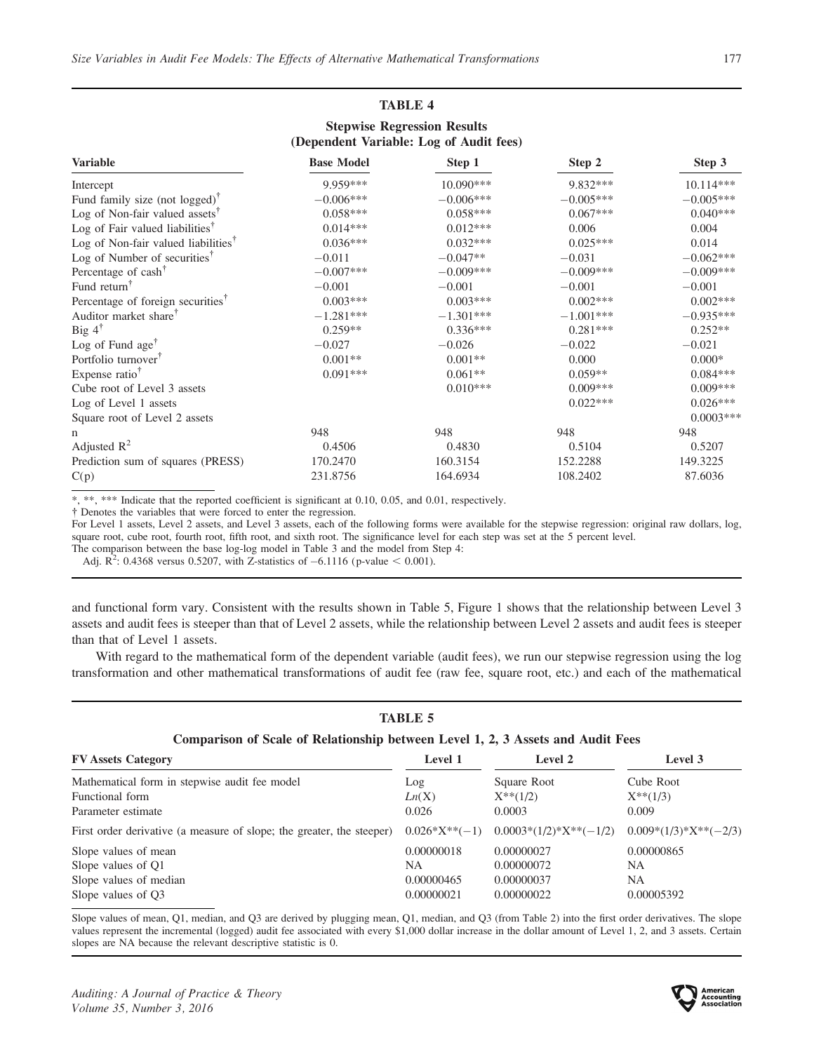**TABLE 4**

**Stepwise Regression Results**
**(Dependent Variable: Log of Audit fees)**

| Variable | Base Model | Step 1 | Step 2 | Step 3 |
|---|---|---|---|---|
| Intercept | 9.959*** | 10.090*** | 9.832*** | 10.114*** |
| Fund family size (not logged)† | −0.006*** | −0.006*** | −0.005*** | −0.005*** |
| Log of Non-fair valued assets† | 0.058*** | 0.058*** | 0.067*** | 0.040*** |
| Log of Fair valued liabilities† | 0.014*** | 0.012*** | 0.006 | 0.004 |
| Log of Non-fair valued liabilities† | 0.036*** | 0.032*** | 0.025*** | 0.014 |
| Log of Number of securities† | −0.011 | −0.047** | −0.031 | −0.062*** |
| Percentage of cash† | −0.007*** | −0.009*** | −0.009*** | −0.009*** |
| Fund return† | −0.001 | −0.001 | −0.001 | −0.001 |
| Percentage of foreign securities† | 0.003*** | 0.003*** | 0.002*** | 0.002*** |
| Auditor market share† | −1.281*** | −1.301*** | −1.001*** | −0.935*** |
| Big 4† | 0.259** | 0.336*** | 0.281*** | 0.252** |
| Log of Fund age† | −0.027 | −0.026 | −0.022 | −0.021 |
| Portfolio turnover† | 0.001** | 0.001** | 0.000 | 0.000* |
| Expense ratio† | 0.091*** | 0.061** | 0.059** | 0.084*** |
| Cube root of Level 3 assets | | 0.010*** | 0.009*** | 0.009*** |
| Log of Level 1 assets | | | 0.022*** | 0.026*** |
| Square root of Level 2 assets | | | | 0.0003*** |
| n | 948 | 948 | 948 | 948 |
| Adjusted $R^2$ | 0.4506 | 0.4830 | 0.5104 | 0.5207 |
| Prediction sum of squares (PRESS) | 170.2470 | 160.3154 | 152.2288 | 149.3225 |
| C(p) | 231.8756 | 164.6934 | 108.2402 | 87.6036 |

*, **, *** Indicate that the reported coefficient is significant at 0.10, 0.05, and 0.01, respectively.

† Denotes the variables that were forced to enter the regression.

For Level 1 assets, Level 2 assets, and Level 3 assets, each of the following forms were available for the stepwise regression: original raw dollars, log, square root, cube root, fourth root, fifth root, and sixth root. The significance level for each step was set at the 5 percent level.

The comparison between the base log-log model in Table 3 and the model from Step 4:

Adj. $R^2$: 0.4368 versus 0.5207, with Z-statistics of −6.1116 (p-value < 0.001).

and functional form vary. Consistent with the results shown in Table 5, Figure 1 shows that the relationship between Level 3 assets and audit fees is steeper than that of Level 2 assets, while the relationship between Level 2 assets and audit fees is steeper than that of Level 1 assets.

With regard to the mathematical form of the dependent variable (audit fees), we run our stepwise regression using the log transformation and other mathematical transformations of audit fee (raw fee, square root, etc.) and each of the mathematical

**TABLE 5**

**Comparison of Scale of Relationship between Level 1, 2, 3 Assets and Audit Fees**

| FV Assets Category | Level 1 | Level 2 | Level 3 |
|---|---|---|---|
| Mathematical form in stepwise audit fee model | Log | Square Root | Cube Root |
| Functional form | *Ln*(X) | X**(1/2) | X**(1/3) |
| Parameter estimate | 0.026 | 0.0003 | 0.009 |
| First order derivative (a measure of slope; the greater, the steeper) | 0.026*X**(−1) | 0.0003*(1/2)*X**(−1/2) | 0.009*(1/3)*X**(−2/3) |
| Slope values of mean | 0.00000018 | 0.00000027 | 0.00000865 |
| Slope values of Q1 | NA | 0.00000072 | NA |
| Slope values of median | 0.00000465 | 0.00000037 | NA |
| Slope values of Q3 | 0.00000021 | 0.00000022 | 0.00005392 |

Slope values of mean, Q1, median, and Q3 are derived by plugging mean, Q1, median, and Q3 (from Table 2) into the first order derivatives. The slope values represent the incremental (logged) audit fee associated with every \$1,000 dollar increase in the dollar amount of Level 1, 2, and 3 assets. Certain slopes are NA because the relevant descriptive statistic is 0.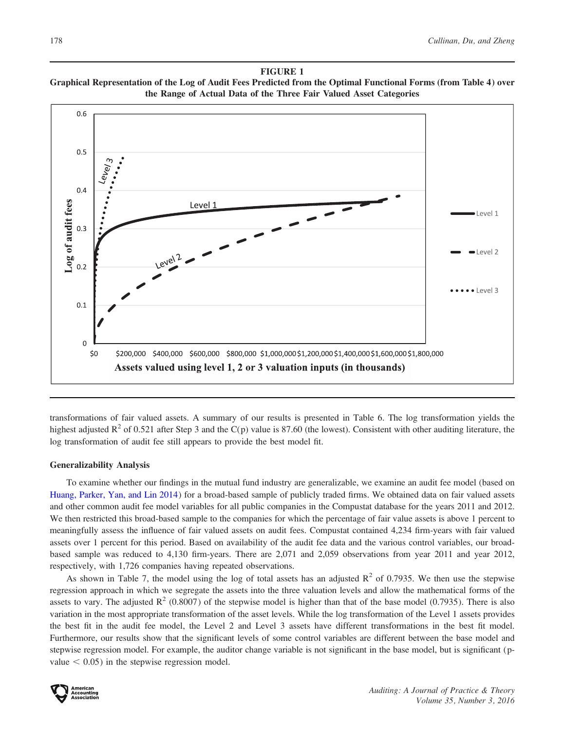**FIGURE 1**

**Graphical Representation of the Log of Audit Fees Predicted from the Optimal Functional Forms (from Table 4) over the Range of Actual Data of the Three Fair Valued Asset Categories**

transformations of fair valued assets. A summary of our results is presented in Table 6. The log transformation yields the highest adjusted $R^2$ of 0.521 after Step 3 and the C(p) value is 87.60 (the lowest). Consistent with other auditing literature, the log transformation of audit fee still appears to provide the best model fit.

### Generalizability Analysis

To examine whether our findings in the mutual fund industry are generalizable, we examine an audit fee model (based on Huang, Parker, Yan, and Lin 2014) for a broad-based sample of publicly traded firms. We obtained data on fair valued assets and other common audit fee model variables for all public companies in the Compustat database for the years 2011 and 2012. We then restricted this broad-based sample to the companies for which the percentage of fair value assets is above 1 percent to meaningfully assess the influence of fair valued assets on audit fees. Compustat contained 4,234 firm-years with fair valued assets over 1 percent for this period. Based on availability of the audit fee data and the various control variables, our broad-based sample was reduced to 4,130 firm-years. There are 2,071 and 2,059 observations from year 2011 and year 2012, respectively, with 1,726 companies having repeated observations.

As shown in Table 7, the model using the log of total assets has an adjusted $R^2$ of 0.7935. We then use the stepwise regression approach in which we segregate the assets into the three valuation levels and allow the mathematical forms of the assets to vary. The adjusted $R^2$ (0.8007) of the stepwise model is higher than that of the base model (0.7935). There is also variation in the most appropriate transformation of the asset levels. While the log transformation of the Level 1 assets provides the best fit in the audit fee model, the Level 2 and Level 3 assets have different transformations in the best fit model. Furthermore, our results show that the significant levels of some control variables are different between the base model and stepwise regression model. For example, the auditor change variable is not significant in the base model, but is significant (p-value $< 0.05$) in the stepwise regression model.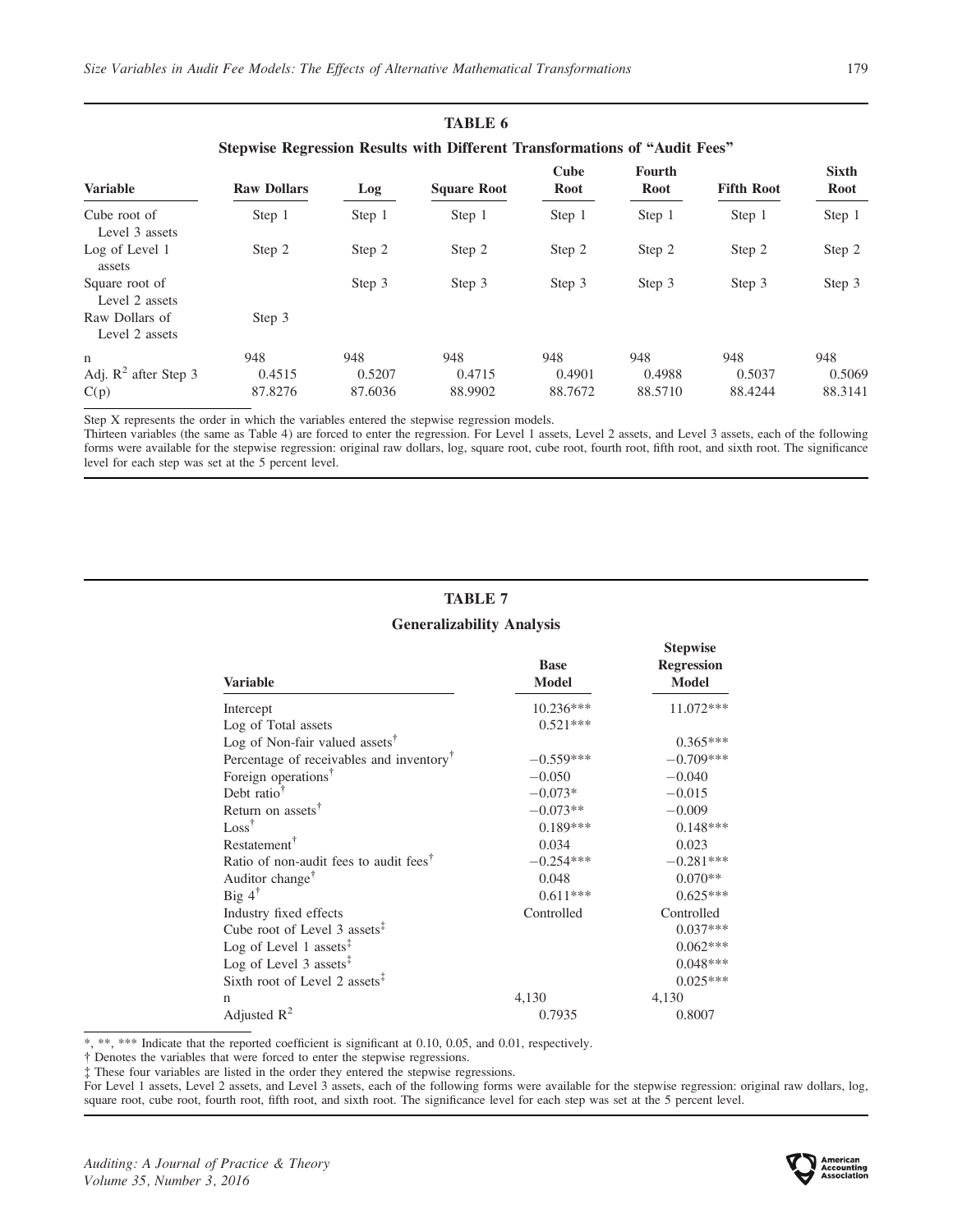**TABLE 6**

**Stepwise Regression Results with Different Transformations of "Audit Fees"**

| Variable | Raw Dollars | Log | Square Root | Cube Root | Fourth Root | Fifth Root | Sixth Root |
|---|---|---|---|---|---|---|---|
| Cube root of Level 3 assets | Step 1 | Step 1 | Step 1 | Step 1 | Step 1 | Step 1 | Step 1 |
| Log of Level 1 assets | Step 2 | Step 2 | Step 2 | Step 2 | Step 2 | Step 2 | Step 2 |
| Square root of Level 2 assets | | Step 3 | Step 3 | Step 3 | Step 3 | Step 3 | Step 3 |
| Raw Dollars of Level 2 assets | Step 3 | | | | | | |
| n | 948 | 948 | 948 | 948 | 948 | 948 | 948 |
| Adj. $R^2$ after Step 3 | 0.4515 | 0.5207 | 0.4715 | 0.4901 | 0.4988 | 0.5037 | 0.5069 |
| C(p) | 87.8276 | 87.6036 | 88.9902 | 88.7672 | 88.5710 | 88.4244 | 88.3141 |

Step X represents the order in which the variables entered the stepwise regression models.

Thirteen variables (the same as Table 4) are forced to enter the regression. For Level 1 assets, Level 2 assets, and Level 3 assets, each of the following forms were available for the stepwise regression: original raw dollars, log, square root, cube root, fourth root, fifth root, and sixth root. The significance level for each step was set at the 5 percent level.

**TABLE 7**

**Generalizability Analysis**

| Variable | Base Model | Stepwise Regression Model |
|---|---|---|
| Intercept | 10.236*** | 11.072*** |
| Log of Total assets | 0.521*** | |
| Log of Non-fair valued assets† | | 0.365*** |
| Percentage of receivables and inventory† | −0.559*** | −0.709*** |
| Foreign operations† | −0.050 | −0.040 |
| Debt ratio† | −0.073* | −0.015 |
| Return on assets† | −0.073** | −0.009 |
| Loss† | 0.189*** | 0.148*** |
| Restatement† | 0.034 | 0.023 |
| Ratio of non-audit fees to audit fees† | −0.254*** | −0.281*** |
| Auditor change† | 0.048 | 0.070** |
| Big 4† | 0.611*** | 0.625*** |
| Industry fixed effects | Controlled | Controlled |
| Cube root of Level 3 assets‡ | | 0.037*** |
| Log of Level 1 assets‡ | | 0.062*** |
| Log of Level 3 assets‡ | | 0.048*** |
| Sixth root of Level 2 assets‡ | | 0.025*** |
| n | 4,130 | 4,130 |
| Adjusted $R^2$ | 0.7935 | 0.8007 |

*, **, *** Indicate that the reported coefficient is significant at 0.10, 0.05, and 0.01, respectively.

† Denotes the variables that were forced to enter the stepwise regressions.

‡ These four variables are listed in the order they entered the stepwise regressions.

For Level 1 assets, Level 2 assets, and Level 3 assets, each of the following forms were available for the stepwise regression: original raw dollars, log, square root, cube root, fourth root, fifth root, and sixth root. The significance level for each step was set at the 5 percent level.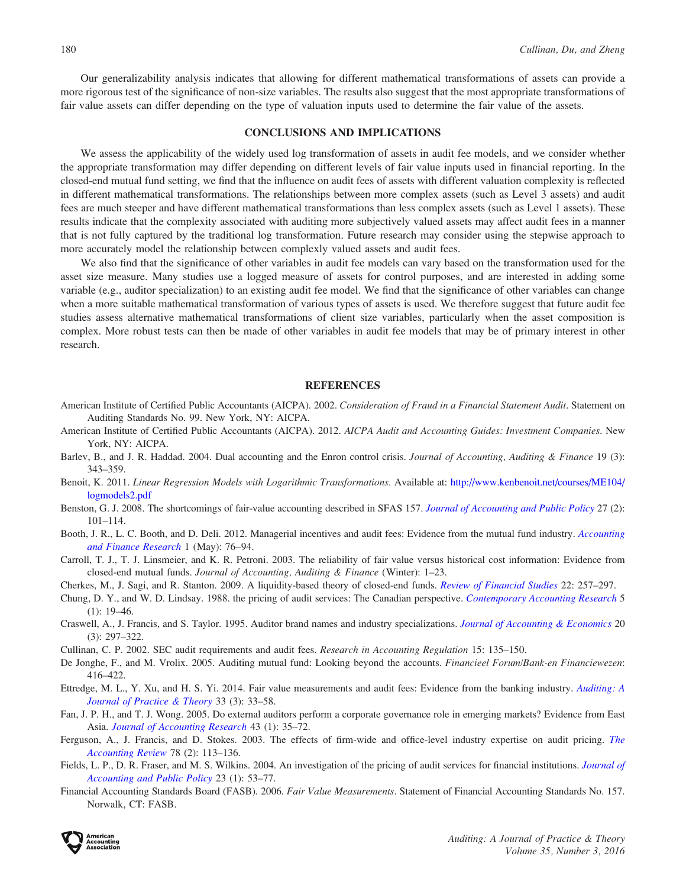Our generalizability analysis indicates that allowing for different mathematical transformations of assets can provide a more rigorous test of the significance of non-size variables. The results also suggest that the most appropriate transformations of fair value assets can differ depending on the type of valuation inputs used to determine the fair value of the assets.

## CONCLUSIONS AND IMPLICATIONS

We assess the applicability of the widely used log transformation of assets in audit fee models, and we consider whether the appropriate transformation may differ depending on different levels of fair value inputs used in financial reporting. In the closed-end mutual fund setting, we find that the influence on audit fees of assets with different valuation complexity is reflected in different mathematical transformations. The relationships between more complex assets (such as Level 3 assets) and audit fees are much steeper and have different mathematical transformations than less complex assets (such as Level 1 assets). These results indicate that the complexity associated with auditing more subjectively valued assets may affect audit fees in a manner that is not fully captured by the traditional log transformation. Future research may consider using the stepwise approach to more accurately model the relationship between complexly valued assets and audit fees.

We also find that the significance of other variables in audit fee models can vary based on the transformation used for the asset size measure. Many studies use a logged measure of assets for control purposes, and are interested in adding some variable (e.g., auditor specialization) to an existing audit fee model. We find that the significance of other variables can change when a more suitable mathematical transformation of various types of assets is used. We therefore suggest that future audit fee studies assess alternative mathematical transformations of client size variables, particularly when the asset composition is complex. More robust tests can then be made of other variables in audit fee models that may be of primary interest in other research.

## REFERENCES

American Institute of Certified Public Accountants (AICPA). 2002. *Consideration of Fraud in a Financial Statement Audit*. Statement on Auditing Standards No. 99. New York, NY: AICPA.

American Institute of Certified Public Accountants (AICPA). 2012. *AICPA Audit and Accounting Guides: Investment Companies*. New York, NY: AICPA.

Barlev, B., and J. R. Haddad. 2004. Dual accounting and the Enron control crisis. *Journal of Accounting, Auditing & Finance* 19 (3): 343–359.

Benoit, K. 2011. *Linear Regression Models with Logarithmic Transformations*. Available at: http://www.kenbenoit.net/courses/ME104/logmodels2.pdf

Benston, G. J. 2008. The shortcomings of fair-value accounting described in SFAS 157. *Journal of Accounting and Public Policy* 27 (2): 101–114.

Booth, J. R., L. C. Booth, and D. Deli. 2012. Managerial incentives and audit fees: Evidence from the mutual fund industry. *Accounting and Finance Research* 1 (May): 76–94.

Carroll, T. J., T. J. Linsmeier, and K. R. Petroni. 2003. The reliability of fair value versus historical cost information: Evidence from closed-end mutual funds. *Journal of Accounting, Auditing & Finance* (Winter): 1–23.

Cherkes, M., J. Sagi, and R. Stanton. 2009. A liquidity-based theory of closed-end funds. *Review of Financial Studies* 22: 257–297.

Chung, D. Y., and W. D. Lindsay. 1988. the pricing of audit services: The Canadian perspective. *Contemporary Accounting Research* 5 (1): 19–46.

Craswell, A., J. Francis, and S. Taylor. 1995. Auditor brand names and industry specializations. *Journal of Accounting & Economics* 20 (3): 297–322.

Cullinan, C. P. 2002. SEC audit requirements and audit fees. *Research in Accounting Regulation* 15: 135–150.

De Jonghe, F., and M. Vrolix. 2005. Auditing mutual fund: Looking beyond the accounts. *Financieel Forum/Bank-en Financiewezen*: 416–422.

Ettredge, M. L., Y. Xu, and H. S. Yi. 2014. Fair value measurements and audit fees: Evidence from the banking industry. *Auditing: A Journal of Practice & Theory* 33 (3): 33–58.

Fan, J. P. H., and T. J. Wong. 2005. Do external auditors perform a corporate governance role in emerging markets? Evidence from East Asia. *Journal of Accounting Research* 43 (1): 35–72.

Ferguson, A., J. Francis, and D. Stokes. 2003. The effects of firm-wide and office-level industry expertise on audit pricing. *The Accounting Review* 78 (2): 113–136.

Fields, L. P., D. R. Fraser, and M. S. Wilkins. 2004. An investigation of the pricing of audit services for financial institutions. *Journal of Accounting and Public Policy* 23 (1): 53–77.

Financial Accounting Standards Board (FASB). 2006. *Fair Value Measurements*. Statement of Financial Accounting Standards No. 157. Norwalk, CT: FASB.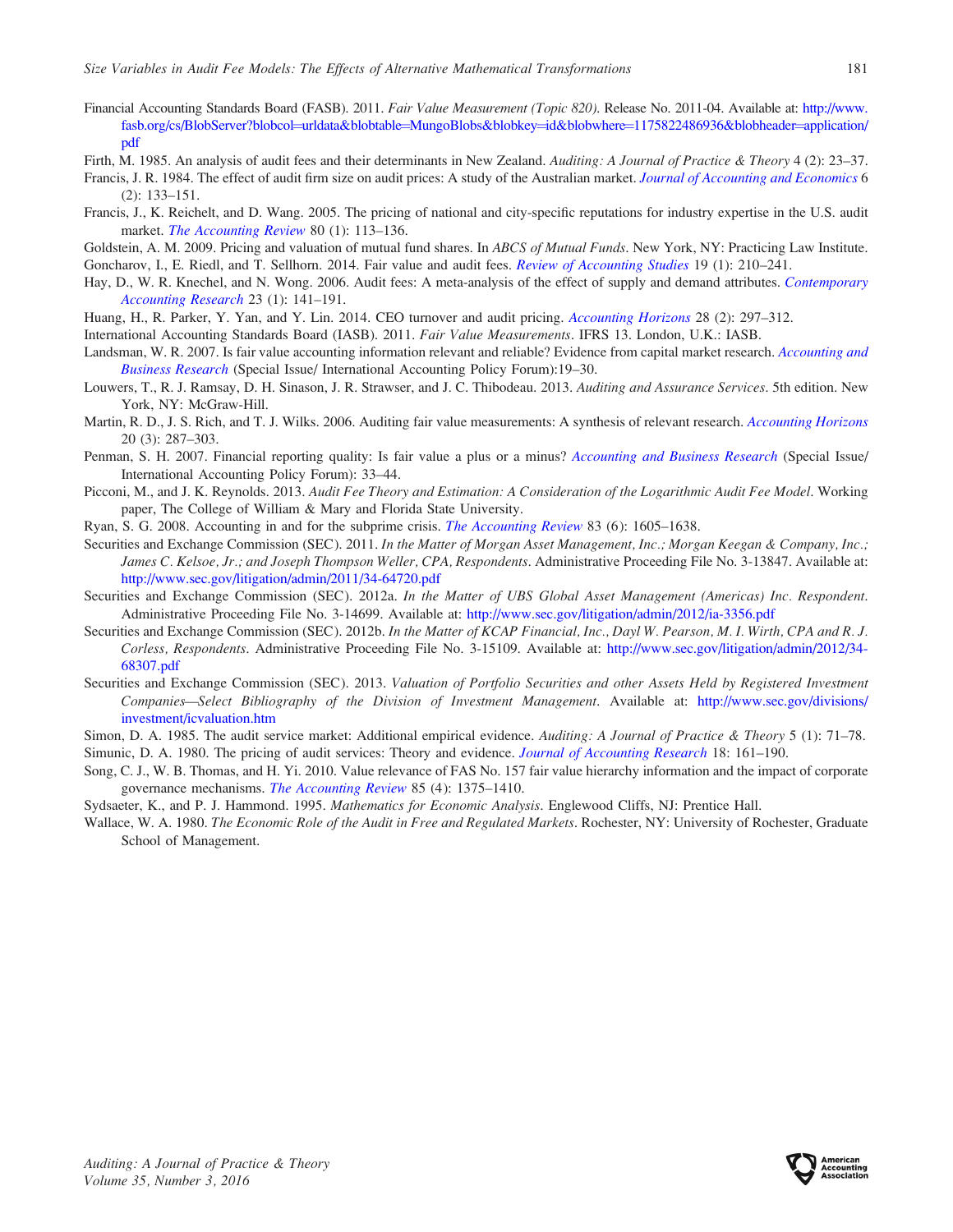Financial Accounting Standards Board (FASB). 2011. *Fair Value Measurement (Topic 820)*. Release No. 2011-04. Available at: http://www.fasb.org/cs/BlobServer?blobcol=urldata&blobtable=MungoBlobs&blobkey=id&blobwhere=1175822486936&blobheader=application/pdf

Firth, M. 1985. An analysis of audit fees and their determinants in New Zealand. *Auditing: A Journal of Practice & Theory* 4 (2): 23–37.

Francis, J. R. 1984. The effect of audit firm size on audit prices: A study of the Australian market. *Journal of Accounting and Economics* 6 (2): 133–151.

Francis, J., K. Reichelt, and D. Wang. 2005. The pricing of national and city-specific reputations for industry expertise in the U.S. audit market. *The Accounting Review* 80 (1): 113–136.

Goldstein, A. M. 2009. Pricing and valuation of mutual fund shares. In *ABCS of Mutual Funds*. New York, NY: Practicing Law Institute.

Goncharov, I., E. Riedl, and T. Sellhorn. 2014. Fair value and audit fees. *Review of Accounting Studies* 19 (1): 210–241.

Hay, D., W. R. Knechel, and N. Wong. 2006. Audit fees: A meta-analysis of the effect of supply and demand attributes. *Contemporary Accounting Research* 23 (1): 141–191.

Huang, H., R. Parker, Y. Yan, and Y. Lin. 2014. CEO turnover and audit pricing. *Accounting Horizons* 28 (2): 297–312.

International Accounting Standards Board (IASB). 2011. *Fair Value Measurements*. IFRS 13. London, U.K.: IASB.

Landsman, W. R. 2007. Is fair value accounting information relevant and reliable? Evidence from capital market research. *Accounting and Business Research* (Special Issue/ International Accounting Policy Forum):19–30.

Louwers, T., R. J. Ramsay, D. H. Sinason, J. R. Strawser, and J. C. Thibodeau. 2013. *Auditing and Assurance Services*. 5th edition. New York, NY: McGraw-Hill.

Martin, R. D., J. S. Rich, and T. J. Wilks. 2006. Auditing fair value measurements: A synthesis of relevant research. *Accounting Horizons* 20 (3): 287–303.

Penman, S. H. 2007. Financial reporting quality: Is fair value a plus or a minus? *Accounting and Business Research* (Special Issue/ International Accounting Policy Forum): 33–44.

Picconi, M., and J. K. Reynolds. 2013. *Audit Fee Theory and Estimation: A Consideration of the Logarithmic Audit Fee Model*. Working paper, The College of William & Mary and Florida State University.

Ryan, S. G. 2008. Accounting in and for the subprime crisis. *The Accounting Review* 83 (6): 1605–1638.

Securities and Exchange Commission (SEC). 2011. *In the Matter of Morgan Asset Management, Inc.; Morgan Keegan & Company, Inc.; James C. Kelsoe, Jr.; and Joseph Thompson Weller, CPA, Respondents*. Administrative Proceeding File No. 3-13847. Available at: http://www.sec.gov/litigation/admin/2011/34-64720.pdf

Securities and Exchange Commission (SEC). 2012a. *In the Matter of UBS Global Asset Management (Americas) Inc. Respondent*. Administrative Proceeding File No. 3-14699. Available at: http://www.sec.gov/litigation/admin/2012/ia-3356.pdf

Securities and Exchange Commission (SEC). 2012b. *In the Matter of KCAP Financial, Inc., Dayl W. Pearson, M. I. Wirth, CPA and R. J. Corless, Respondents*. Administrative Proceeding File No. 3-15109. Available at: http://www.sec.gov/litigation/admin/2012/34-68307.pdf

Securities and Exchange Commission (SEC). 2013. *Valuation of Portfolio Securities and other Assets Held by Registered Investment Companies—Select Bibliography of the Division of Investment Management*. Available at: http://www.sec.gov/divisions/investment/icvaluation.htm

Simon, D. A. 1985. The audit service market: Additional empirical evidence. *Auditing: A Journal of Practice & Theory* 5 (1): 71–78.

Simunic, D. A. 1980. The pricing of audit services: Theory and evidence. *Journal of Accounting Research* 18: 161–190.

Song, C. J., W. B. Thomas, and H. Yi. 2010. Value relevance of FAS No. 157 fair value hierarchy information and the impact of corporate governance mechanisms. *The Accounting Review* 85 (4): 1375–1410.

Sydsaeter, K., and P. J. Hammond. 1995. *Mathematics for Economic Analysis*. Englewood Cliffs, NJ: Prentice Hall.

Wallace, W. A. 1980. *The Economic Role of the Audit in Free and Regulated Markets*. Rochester, NY: University of Rochester, Graduate School of Management.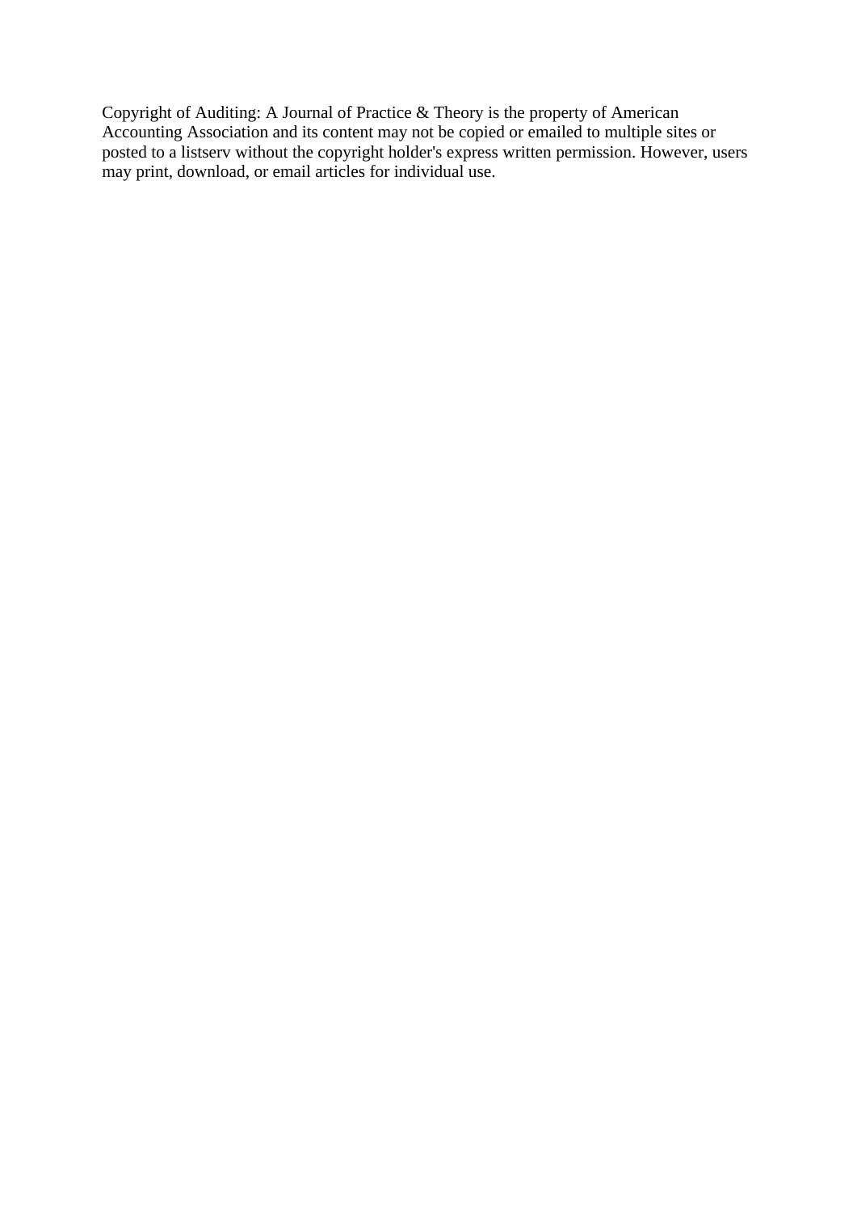Copyright of Auditing: A Journal of Practice & Theory is the property of American Accounting Association and its content may not be copied or emailed to multiple sites or posted to a listserv without the copyright holder's express written permission. However, users may print, download, or email articles for individual use.